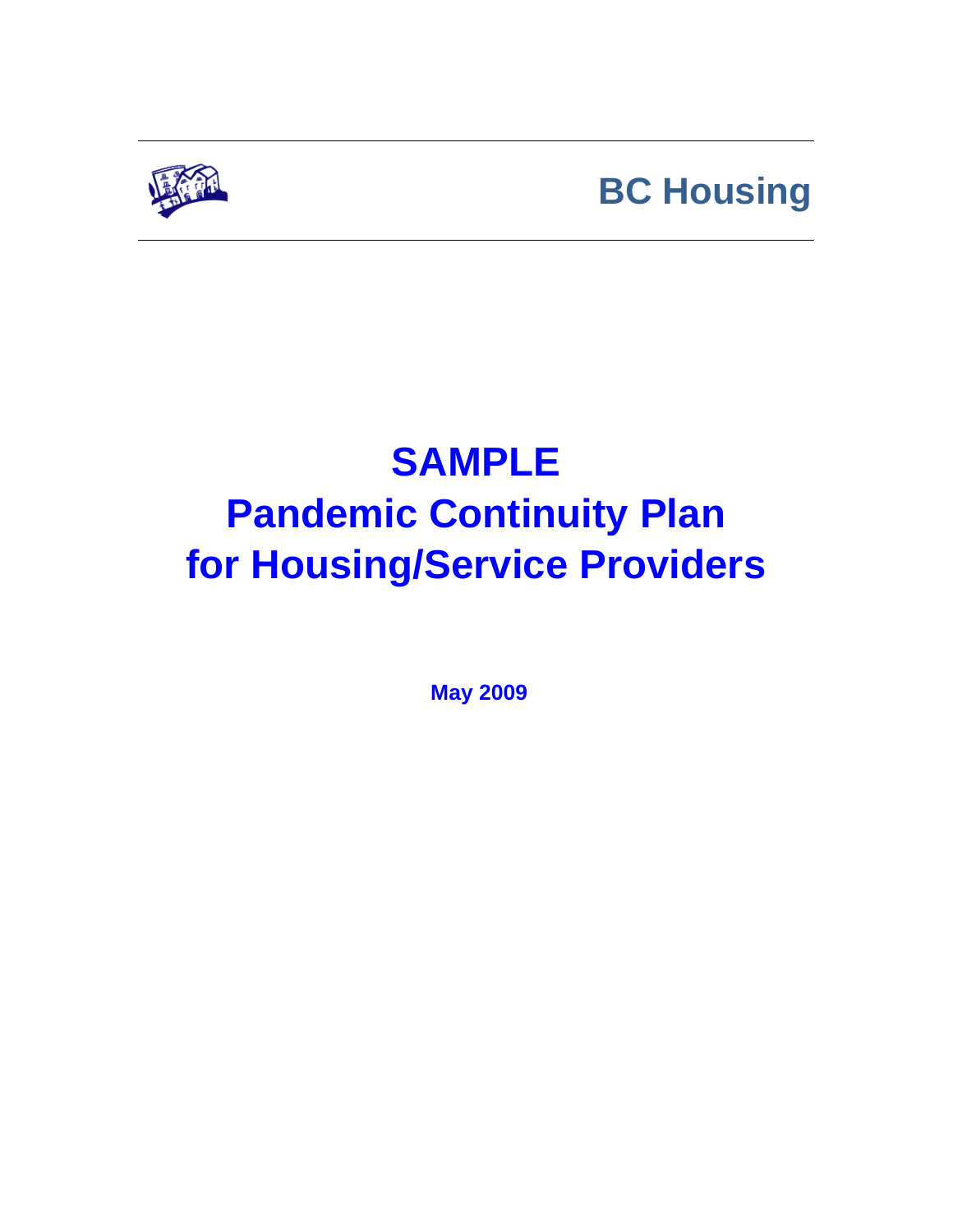BC Housing

# SAMPLE
# Pandemic Continuity Plan
# for Housing/Service Providers

**May 2009**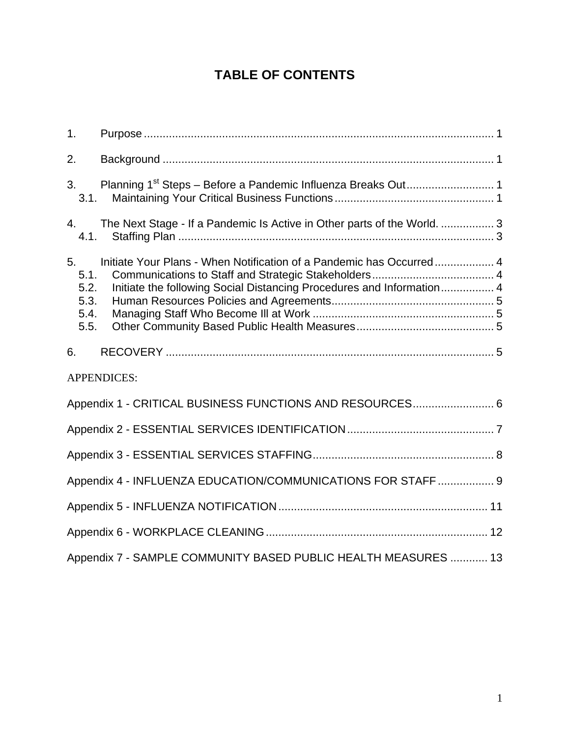# TABLE OF CONTENTS

1. Purpose ........................................................................................................ 1

2. Background .................................................................................................. 1

3. Planning 1st Steps – Before a Pandemic Influenza Breaks Out ............................ 1
   - 3.1. Maintaining Your Critical Business Functions .................................................. 1

4. The Next Stage - If a Pandemic Is Active in Other parts of the World. ................. 3
   - 4.1. Staffing Plan ..................................................................................... 3

5. Initiate Your Plans - When Notification of a Pandemic has Occurred .................. 4
   - 5.1. Communications to Staff and Strategic Stakeholders ....................................... 4
   - 5.2. Initiate the following Social Distancing Procedures and Information ................. 4
   - 5.3. Human Resources Policies and Agreements .................................................... 5
   - 5.4. Managing Staff Who Become Ill at Work ......................................................... 5
   - 5.5. Other Community Based Public Health Measures ............................................ 5

6. RECOVERY .................................................................................................. 5

APPENDICES:

Appendix 1 - CRITICAL BUSINESS FUNCTIONS AND RESOURCES .......................... 6

Appendix 2 - ESSENTIAL SERVICES IDENTIFICATION ............................................... 7

Appendix 3 - ESSENTIAL SERVICES STAFFING ......................................................... 8

Appendix 4 - INFLUENZA EDUCATION/COMMUNICATIONS FOR STAFF .................. 9

Appendix 5 - INFLUENZA NOTIFICATION .................................................................. 11

Appendix 6 - WORKPLACE CLEANING ...................................................................... 12

Appendix 7 - SAMPLE COMMUNITY BASED PUBLIC HEALTH MEASURES ............ 13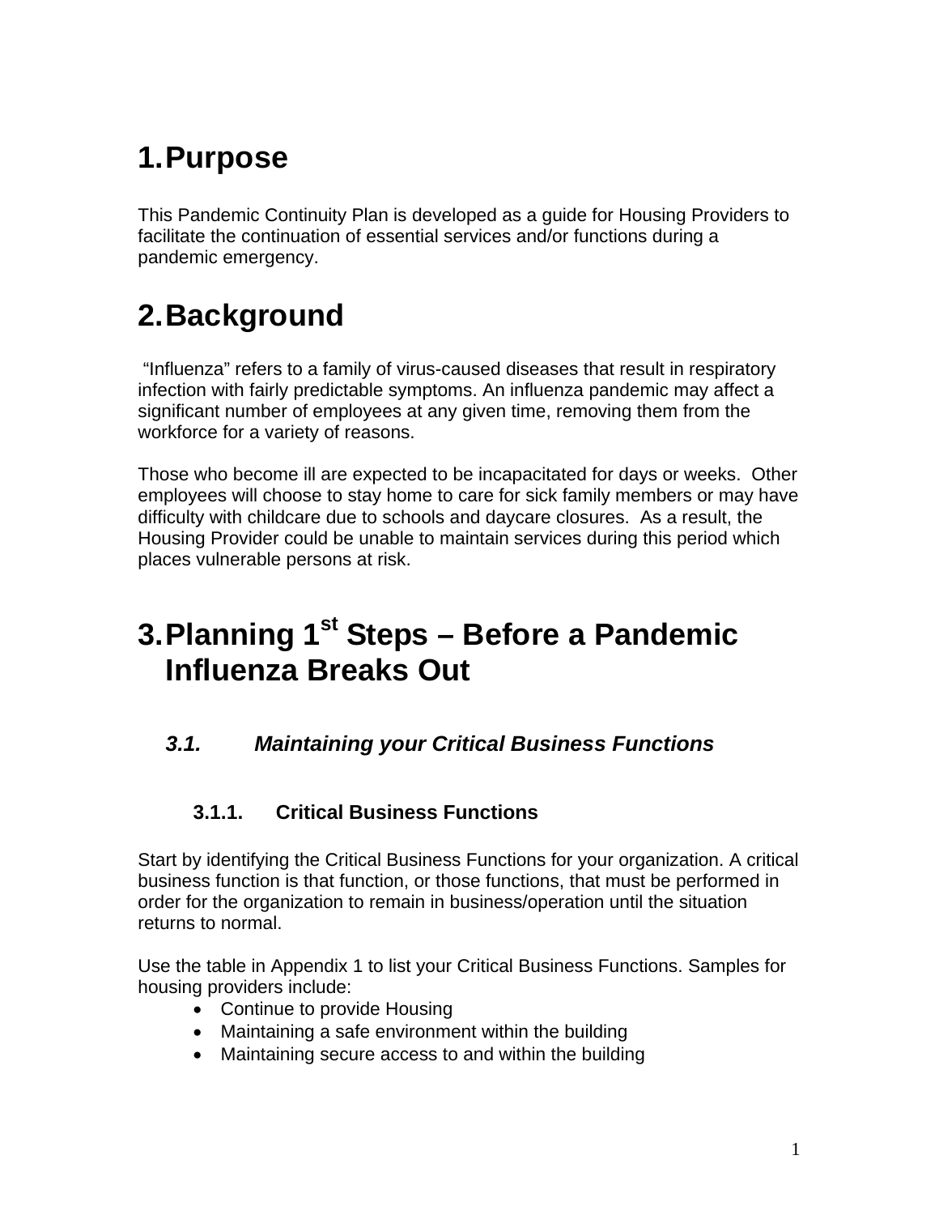# 1. Purpose

This Pandemic Continuity Plan is developed as a guide for Housing Providers to facilitate the continuation of essential services and/or functions during a pandemic emergency.

# 2. Background

"Influenza" refers to a family of virus-caused diseases that result in respiratory infection with fairly predictable symptoms. An influenza pandemic may affect a significant number of employees at any given time, removing them from the workforce for a variety of reasons.

Those who become ill are expected to be incapacitated for days or weeks. Other employees will choose to stay home to care for sick family members or may have difficulty with childcare due to schools and daycare closures. As a result, the Housing Provider could be unable to maintain services during this period which places vulnerable persons at risk.

# 3. Planning 1st Steps – Before a Pandemic Influenza Breaks Out

## *3.1. Maintaining your Critical Business Functions*

### 3.1.1. Critical Business Functions

Start by identifying the Critical Business Functions for your organization. A critical business function is that function, or those functions, that must be performed in order for the organization to remain in business/operation until the situation returns to normal.

Use the table in Appendix 1 to list your Critical Business Functions. Samples for housing providers include:

- Continue to provide Housing
- Maintaining a safe environment within the building
- Maintaining secure access to and within the building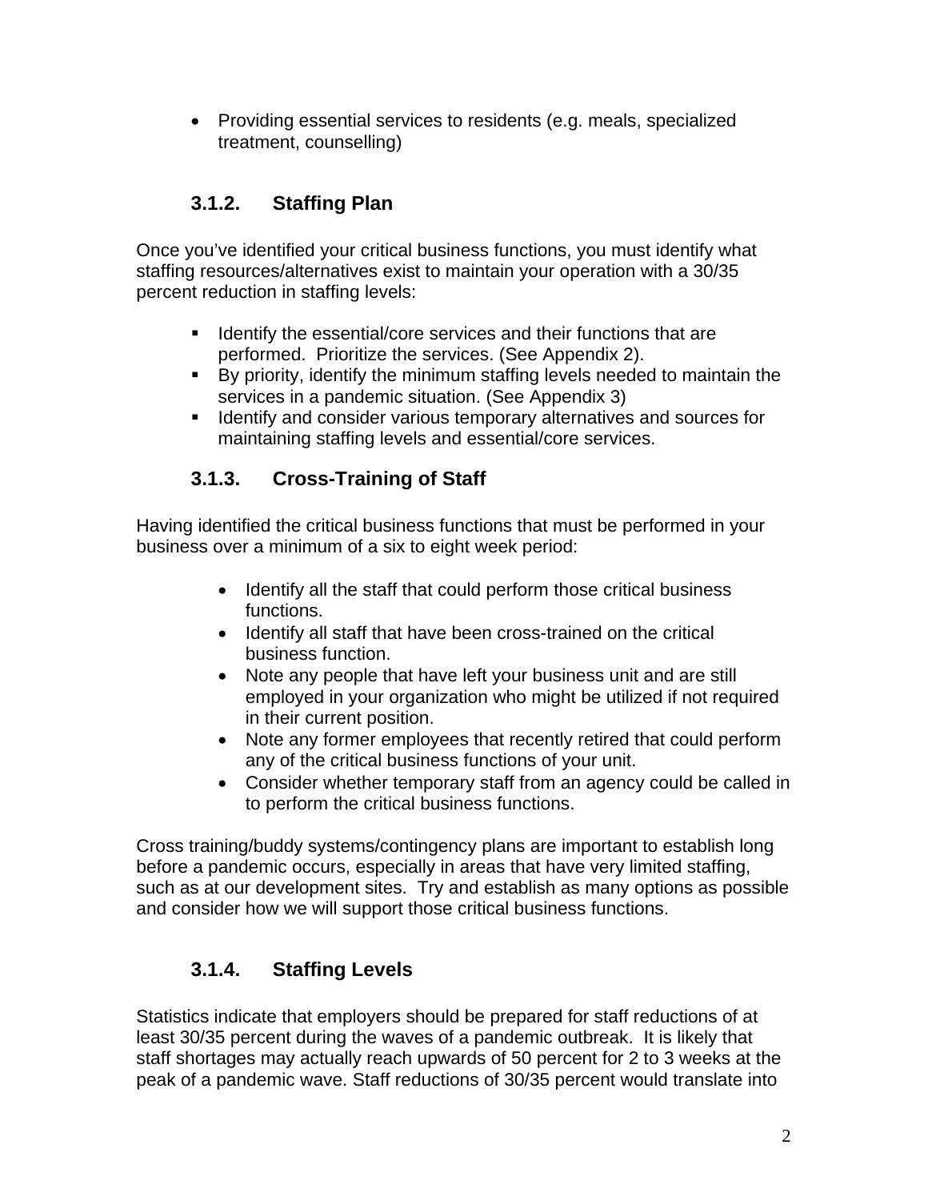- Providing essential services to residents (e.g. meals, specialized treatment, counselling)

### 3.1.2. Staffing Plan

Once you've identified your critical business functions, you must identify what staffing resources/alternatives exist to maintain your operation with a 30/35 percent reduction in staffing levels:

- Identify the essential/core services and their functions that are performed. Prioritize the services. (See Appendix 2).
- By priority, identify the minimum staffing levels needed to maintain the services in a pandemic situation. (See Appendix 3)
- Identify and consider various temporary alternatives and sources for maintaining staffing levels and essential/core services.

### 3.1.3. Cross-Training of Staff

Having identified the critical business functions that must be performed in your business over a minimum of a six to eight week period:

- Identify all the staff that could perform those critical business functions.
- Identify all staff that have been cross-trained on the critical business function.
- Note any people that have left your business unit and are still employed in your organization who might be utilized if not required in their current position.
- Note any former employees that recently retired that could perform any of the critical business functions of your unit.
- Consider whether temporary staff from an agency could be called in to perform the critical business functions.

Cross training/buddy systems/contingency plans are important to establish long before a pandemic occurs, especially in areas that have very limited staffing, such as at our development sites. Try and establish as many options as possible and consider how we will support those critical business functions.

### 3.1.4. Staffing Levels

Statistics indicate that employers should be prepared for staff reductions of at least 30/35 percent during the waves of a pandemic outbreak. It is likely that staff shortages may actually reach upwards of 50 percent for 2 to 3 weeks at the peak of a pandemic wave. Staff reductions of 30/35 percent would translate into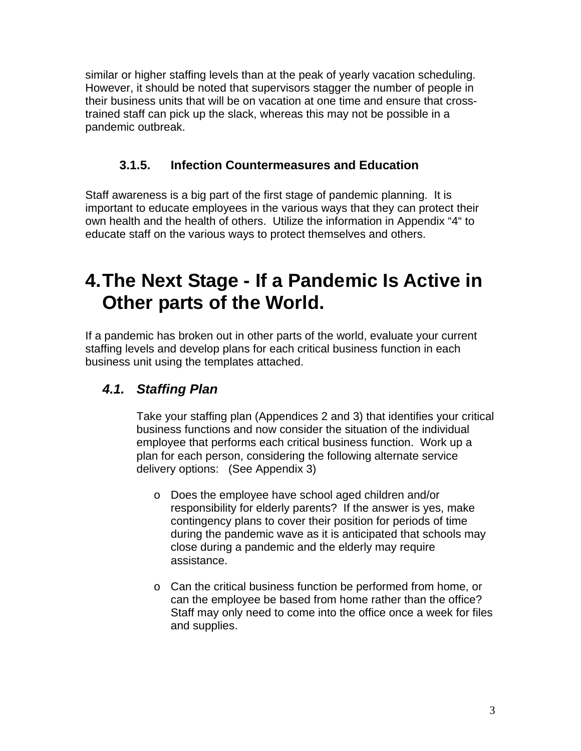similar or higher staffing levels than at the peak of yearly vacation scheduling. However, it should be noted that supervisors stagger the number of people in their business units that will be on vacation at one time and ensure that cross-trained staff can pick up the slack, whereas this may not be possible in a pandemic outbreak.

#### 3.1.5. Infection Countermeasures and Education

Staff awareness is a big part of the first stage of pandemic planning. It is important to educate employees in the various ways that they can protect their own health and the health of others. Utilize the information in Appendix "4" to educate staff on the various ways to protect themselves and others.

# 4. The Next Stage - If a Pandemic Is Active in Other parts of the World.

If a pandemic has broken out in other parts of the world, evaluate your current staffing levels and develop plans for each critical business function in each business unit using the templates attached.

## *4.1. Staffing Plan*

Take your staffing plan (Appendices 2 and 3) that identifies your critical business functions and now consider the situation of the individual employee that performs each critical business function. Work up a plan for each person, considering the following alternate service delivery options: (See Appendix 3)

- Does the employee have school aged children and/or responsibility for elderly parents? If the answer is yes, make contingency plans to cover their position for periods of time during the pandemic wave as it is anticipated that schools may close during a pandemic and the elderly may require assistance.

- Can the critical business function be performed from home, or can the employee be based from home rather than the office? Staff may only need to come into the office once a week for files and supplies.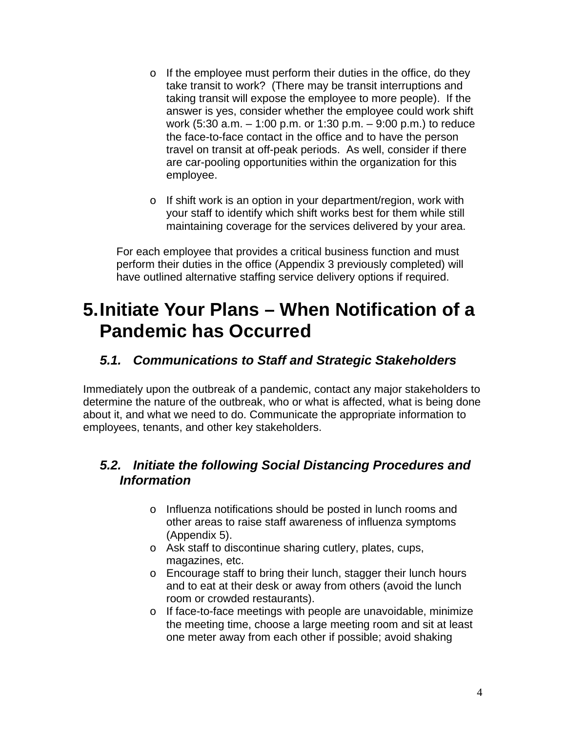- If the employee must perform their duties in the office, do they take transit to work? (There may be transit interruptions and taking transit will expose the employee to more people). If the answer is yes, consider whether the employee could work shift work (5:30 a.m. – 1:00 p.m. or 1:30 p.m. – 9:00 p.m.) to reduce the face-to-face contact in the office and to have the person travel on transit at off-peak periods. As well, consider if there are car-pooling opportunities within the organization for this employee.

- If shift work is an option in your department/region, work with your staff to identify which shift works best for them while still maintaining coverage for the services delivered by your area.

For each employee that provides a critical business function and must perform their duties in the office (Appendix 3 previously completed) will have outlined alternative staffing service delivery options if required.

# 5. Initiate Your Plans – When Notification of a Pandemic has Occurred

## *5.1. Communications to Staff and Strategic Stakeholders*

Immediately upon the outbreak of a pandemic, contact any major stakeholders to determine the nature of the outbreak, who or what is affected, what is being done about it, and what we need to do. Communicate the appropriate information to employees, tenants, and other key stakeholders.

## *5.2. Initiate the following Social Distancing Procedures and Information*

- Influenza notifications should be posted in lunch rooms and other areas to raise staff awareness of influenza symptoms (Appendix 5).
- Ask staff to discontinue sharing cutlery, plates, cups, magazines, etc.
- Encourage staff to bring their lunch, stagger their lunch hours and to eat at their desk or away from others (avoid the lunch room or crowded restaurants).
- If face-to-face meetings with people are unavoidable, minimize the meeting time, choose a large meeting room and sit at least one meter away from each other if possible; avoid shaking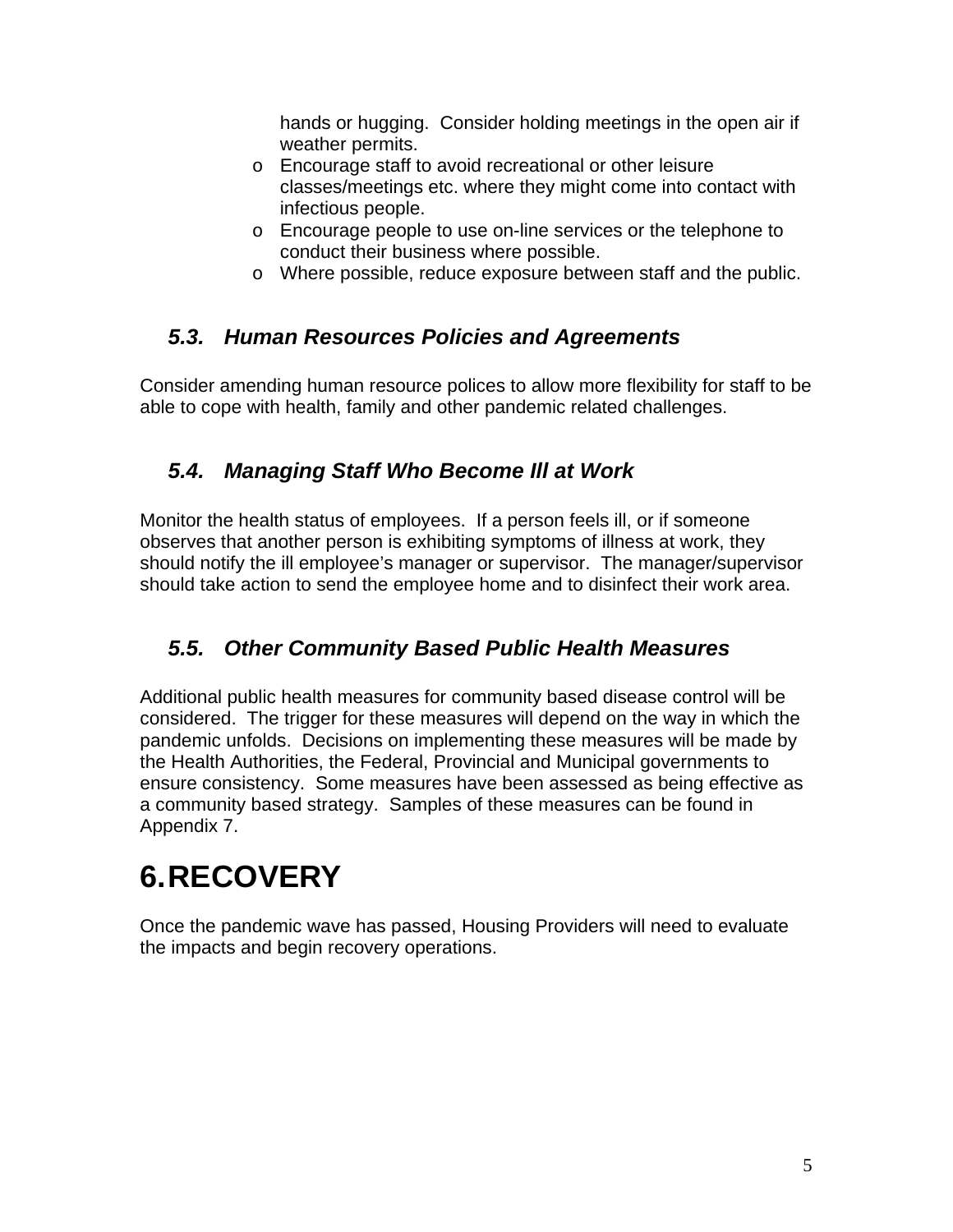hands or hugging. Consider holding meetings in the open air if weather permits.

- Encourage staff to avoid recreational or other leisure classes/meetings etc. where they might come into contact with infectious people.
- Encourage people to use on-line services or the telephone to conduct their business where possible.
- Where possible, reduce exposure between staff and the public.

### *5.3. Human Resources Policies and Agreements*

Consider amending human resource polices to allow more flexibility for staff to be able to cope with health, family and other pandemic related challenges.

### *5.4. Managing Staff Who Become Ill at Work*

Monitor the health status of employees. If a person feels ill, or if someone observes that another person is exhibiting symptoms of illness at work, they should notify the ill employee's manager or supervisor. The manager/supervisor should take action to send the employee home and to disinfect their work area.

### *5.5. Other Community Based Public Health Measures*

Additional public health measures for community based disease control will be considered. The trigger for these measures will depend on the way in which the pandemic unfolds. Decisions on implementing these measures will be made by the Health Authorities, the Federal, Provincial and Municipal governments to ensure consistency. Some measures have been assessed as being effective as a community based strategy. Samples of these measures can be found in Appendix 7.

# 6. RECOVERY

Once the pandemic wave has passed, Housing Providers will need to evaluate the impacts and begin recovery operations.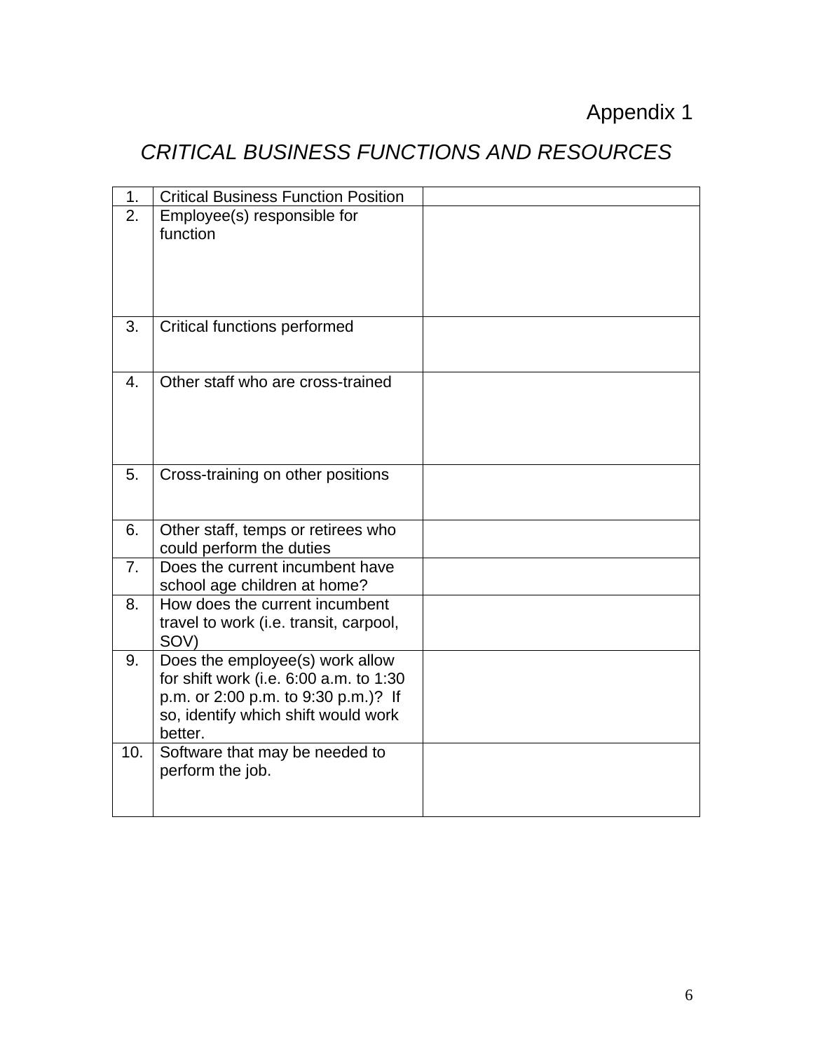Appendix 1

# *CRITICAL BUSINESS FUNCTIONS AND RESOURCES*

| | | |
|---|---|---|
| 1. | Critical Business Function Position | |
| 2. | Employee(s) responsible for function | |
| 3. | Critical functions performed | |
| 4. | Other staff who are cross-trained | |
| 5. | Cross-training on other positions | |
| 6. | Other staff, temps or retirees who could perform the duties | |
| 7. | Does the current incumbent have school age children at home? | |
| 8. | How does the current incumbent travel to work (i.e. transit, carpool, SOV) | |
| 9. | Does the employee(s) work allow for shift work (i.e. 6:00 a.m. to 1:30 p.m. or 2:00 p.m. to 9:30 p.m.)? If so, identify which shift would work better. | |
| 10. | Software that may be needed to perform the job. | |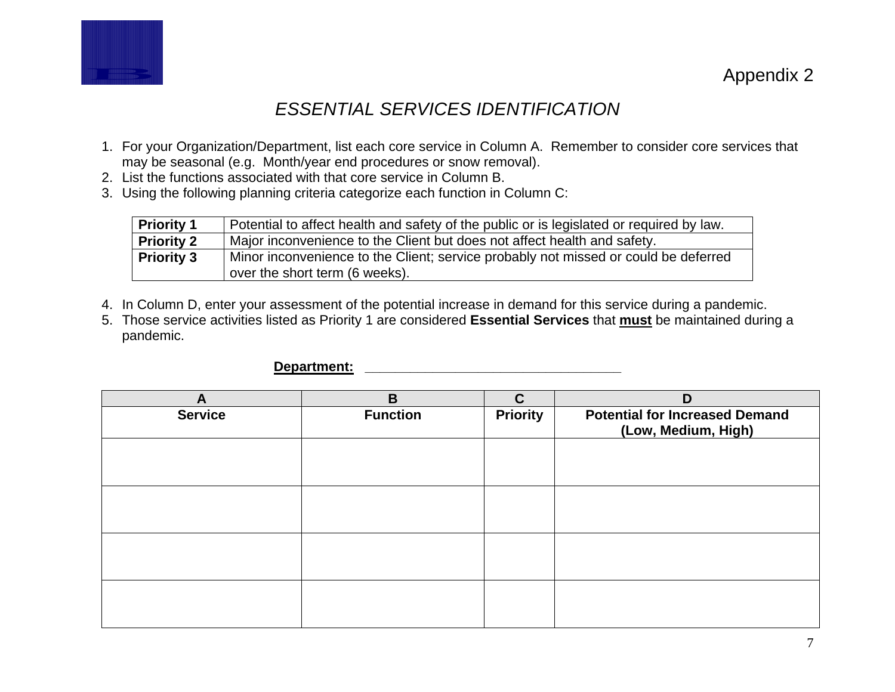Appendix 2

# *ESSENTIAL SERVICES IDENTIFICATION*

1. For your Organization/Department, list each core service in Column A. Remember to consider core services that may be seasonal (e.g. Month/year end procedures or snow removal).
2. List the functions associated with that core service in Column B.
3. Using the following planning criteria categorize each function in Column C:

| | |
|---|---|
| **Priority 1** | Potential to affect health and safety of the public or is legislated or required by law. |
| **Priority 2** | Major inconvenience to the Client but does not affect health and safety. |
| **Priority 3** | Minor inconvenience to the Client; service probably not missed or could be deferred over the short term (6 weeks). |

4. In Column D, enter your assessment of the potential increase in demand for this service during a pandemic.
5. Those service activities listed as Priority 1 are considered **Essential Services** that **must** be maintained during a pandemic.

**Department:** ___________________________________

| A | B | C | D |
|---|---|---|---|
| **Service** | **Function** | **Priority** | **Potential for Increased Demand (Low, Medium, High)** |
| | | | |
| | | | |
| | | | |
| | | | |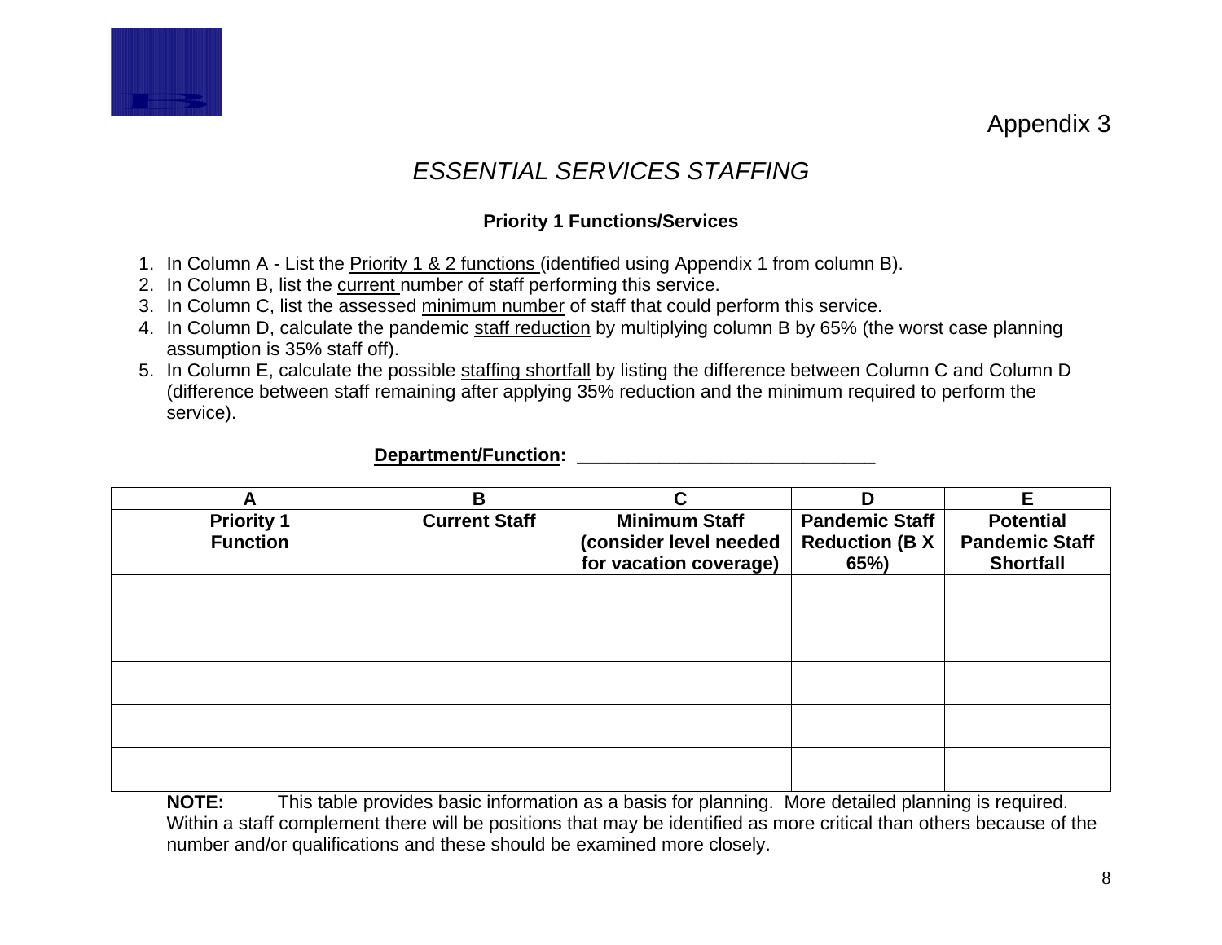Appendix 3

# *ESSENTIAL SERVICES STAFFING*

**Priority 1 Functions/Services**

1. In Column A - List the Priority 1 & 2 functions (identified using Appendix 1 from column B).
2. In Column B, list the current number of staff performing this service.
3. In Column C, list the assessed minimum number of staff that could perform this service.
4. In Column D, calculate the pandemic staff reduction by multiplying column B by 65% (the worst case planning assumption is 35% staff off).
5. In Column E, calculate the possible staffing shortfall by listing the difference between Column C and Column D (difference between staff remaining after applying 35% reduction and the minimum required to perform the service).

**Department/Function:** ______________________________

| A | B | C | D | E |
|---|---|---|---|---|
| **Priority 1 Function** | **Current Staff** | **Minimum Staff (consider level needed for vacation coverage)** | **Pandemic Staff Reduction (B X 65%)** | **Potential Pandemic Staff Shortfall** |
| | | | | |
| | | | | |
| | | | | |
| | | | | |
| | | | | |

**NOTE:** This table provides basic information as a basis for planning. More detailed planning is required. Within a staff complement there will be positions that may be identified as more critical than others because of the number and/or qualifications and these should be examined more closely.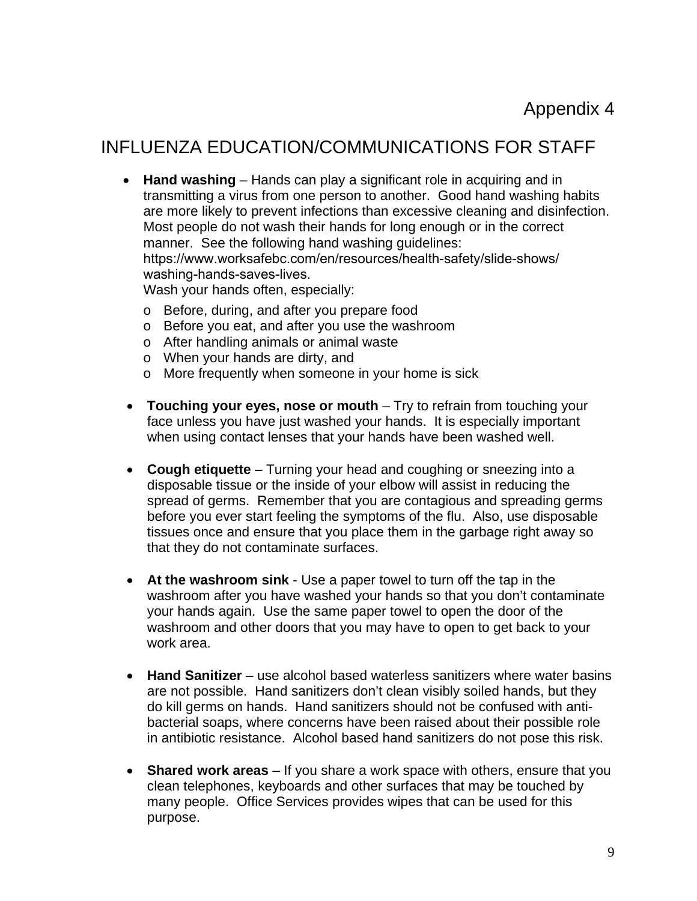Appendix 4

# INFLUENZA EDUCATION/COMMUNICATIONS FOR STAFF

- **Hand washing** – Hands can play a significant role in acquiring and in transmitting a virus from one person to another. Good hand washing habits are more likely to prevent infections than excessive cleaning and disinfection. Most people do not wash their hands for long enough or in the correct manner. See the following hand washing guidelines: https://www.worksafebc.com/en/resources/health-safety/slide-shows/washing-hands-saves-lives.
  Wash your hands often, especially:
  - Before, during, and after you prepare food
  - Before you eat, and after you use the washroom
  - After handling animals or animal waste
  - When your hands are dirty, and
  - More frequently when someone in your home is sick

- **Touching your eyes, nose or mouth** – Try to refrain from touching your face unless you have just washed your hands. It is especially important when using contact lenses that your hands have been washed well.

- **Cough etiquette** – Turning your head and coughing or sneezing into a disposable tissue or the inside of your elbow will assist in reducing the spread of germs. Remember that you are contagious and spreading germs before you ever start feeling the symptoms of the flu. Also, use disposable tissues once and ensure that you place them in the garbage right away so that they do not contaminate surfaces.

- **At the washroom sink** - Use a paper towel to turn off the tap in the washroom after you have washed your hands so that you don't contaminate your hands again. Use the same paper towel to open the door of the washroom and other doors that you may have to open to get back to your work area.

- **Hand Sanitizer** – use alcohol based waterless sanitizers where water basins are not possible. Hand sanitizers don't clean visibly soiled hands, but they do kill germs on hands. Hand sanitizers should not be confused with anti-bacterial soaps, where concerns have been raised about their possible role in antibiotic resistance. Alcohol based hand sanitizers do not pose this risk.

- **Shared work areas** – If you share a work space with others, ensure that you clean telephones, keyboards and other surfaces that may be touched by many people. Office Services provides wipes that can be used for this purpose.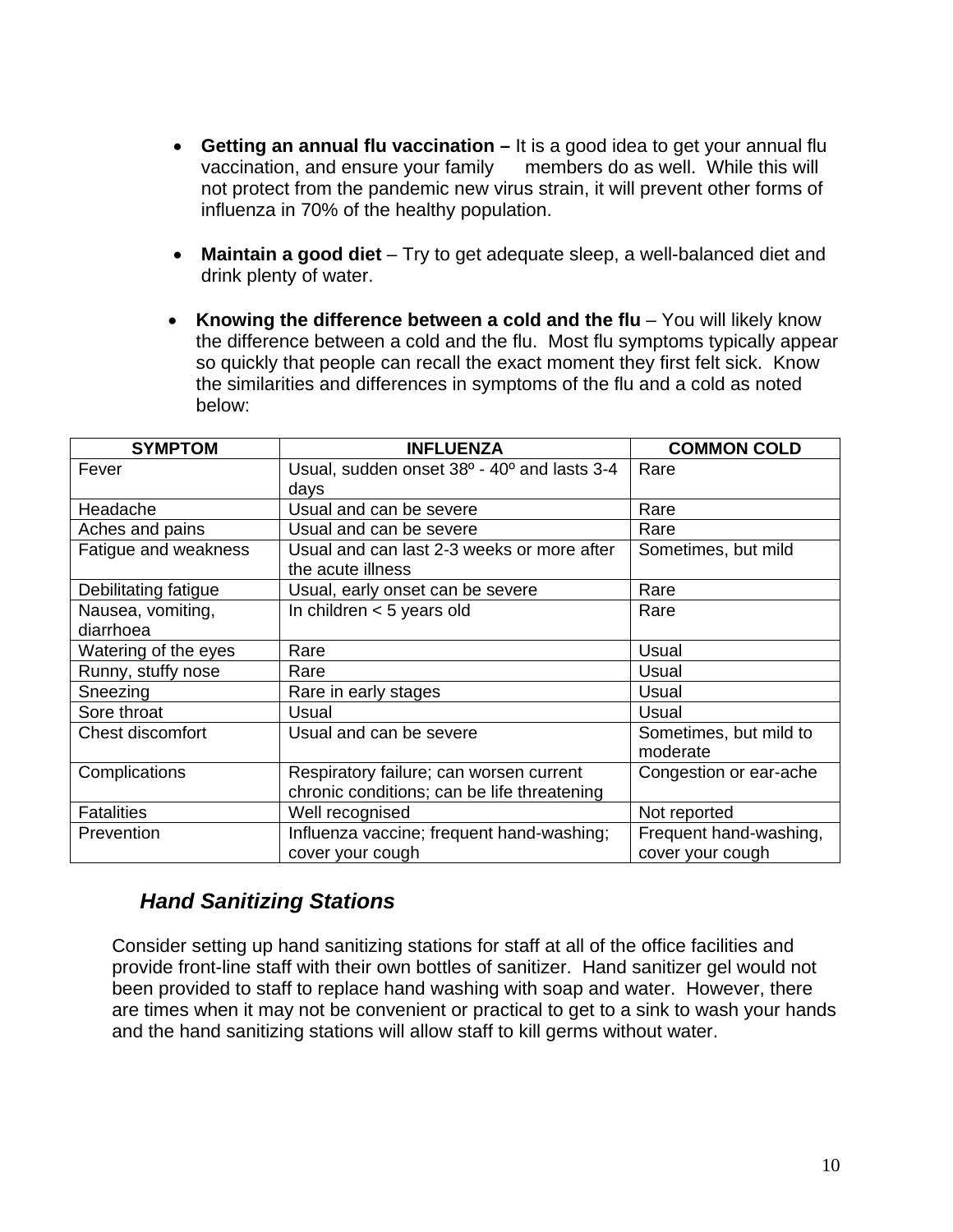- **Getting an annual flu vaccination –** It is a good idea to get your annual flu vaccination, and ensure your family members do as well. While this will not protect from the pandemic new virus strain, it will prevent other forms of influenza in 70% of the healthy population.

- **Maintain a good diet** – Try to get adequate sleep, a well-balanced diet and drink plenty of water.

- **Knowing the difference between a cold and the flu** – You will likely know the difference between a cold and the flu. Most flu symptoms typically appear so quickly that people can recall the exact moment they first felt sick. Know the similarities and differences in symptoms of the flu and a cold as noted below:

| SYMPTOM | INFLUENZA | COMMON COLD |
|---|---|---|
| Fever | Usual, sudden onset 38º - 40º and lasts 3-4 days | Rare |
| Headache | Usual and can be severe | Rare |
| Aches and pains | Usual and can be severe | Rare |
| Fatigue and weakness | Usual and can last 2-3 weeks or more after the acute illness | Sometimes, but mild |
| Debilitating fatigue | Usual, early onset can be severe | Rare |
| Nausea, vomiting, diarrhoea | In children < 5 years old | Rare |
| Watering of the eyes | Rare | Usual |
| Runny, stuffy nose | Rare | Usual |
| Sneezing | Rare in early stages | Usual |
| Sore throat | Usual | Usual |
| Chest discomfort | Usual and can be severe | Sometimes, but mild to moderate |
| Complications | Respiratory failure; can worsen current chronic conditions; can be life threatening | Congestion or ear-ache |
| Fatalities | Well recognised | Not reported |
| Prevention | Influenza vaccine; frequent hand-washing; cover your cough | Frequent hand-washing, cover your cough |

### *Hand Sanitizing Stations*

Consider setting up hand sanitizing stations for staff at all of the office facilities and provide front-line staff with their own bottles of sanitizer. Hand sanitizer gel would not been provided to staff to replace hand washing with soap and water. However, there are times when it may not be convenient or practical to get to a sink to wash your hands and the hand sanitizing stations will allow staff to kill germs without water.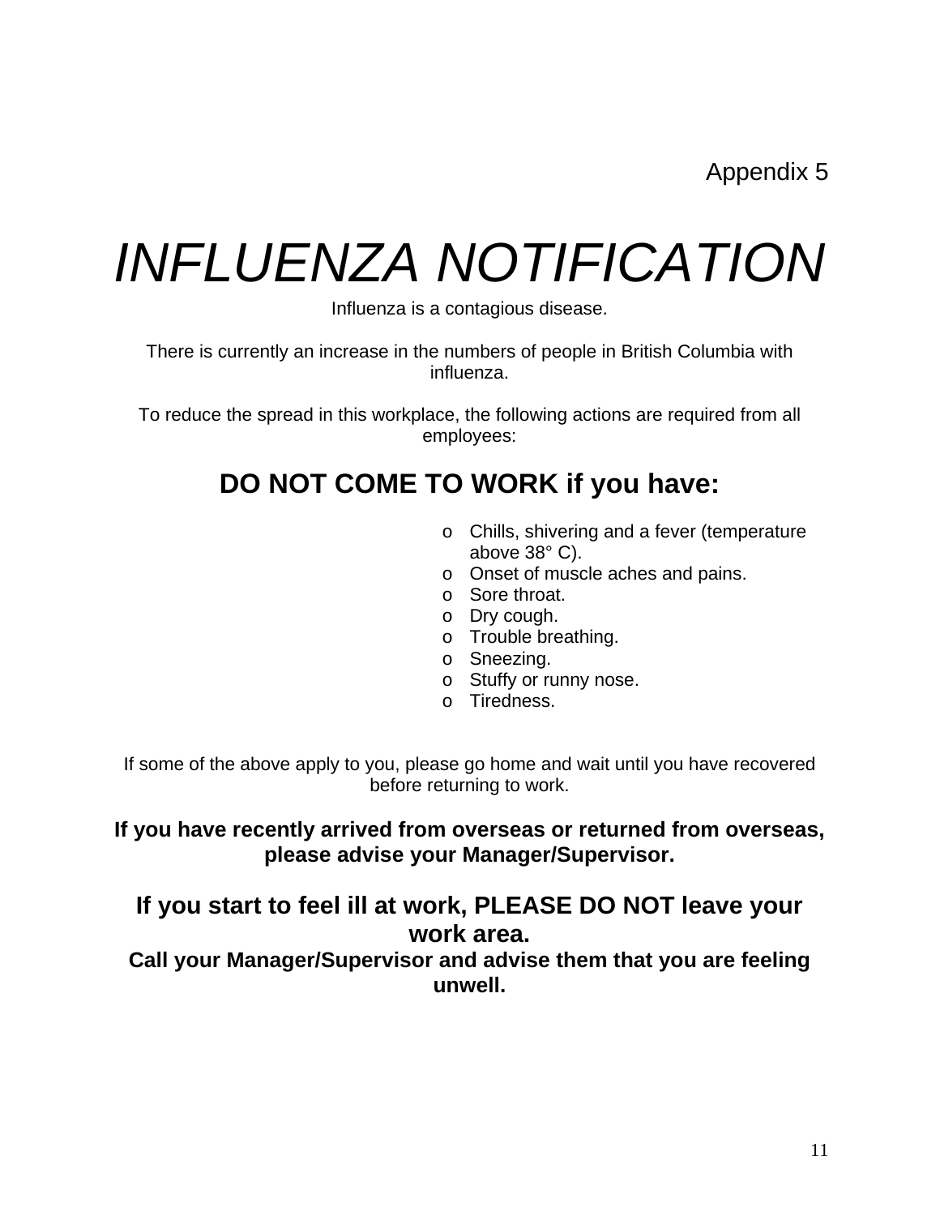Appendix 5

# *INFLUENZA NOTIFICATION*

Influenza is a contagious disease.

There is currently an increase in the numbers of people in British Columbia with influenza.

To reduce the spread in this workplace, the following actions are required from all employees:

## DO NOT COME TO WORK if you have:

- Chills, shivering and a fever (temperature above 38° C).
- Onset of muscle aches and pains.
- Sore throat.
- Dry cough.
- Trouble breathing.
- Sneezing.
- Stuffy or runny nose.
- Tiredness.

If some of the above apply to you, please go home and wait until you have recovered before returning to work.

**If you have recently arrived from overseas or returned from overseas, please advise your Manager/Supervisor.**

**If you start to feel ill at work, PLEASE DO NOT leave your work area.**

**Call your Manager/Supervisor and advise them that you are feeling unwell.**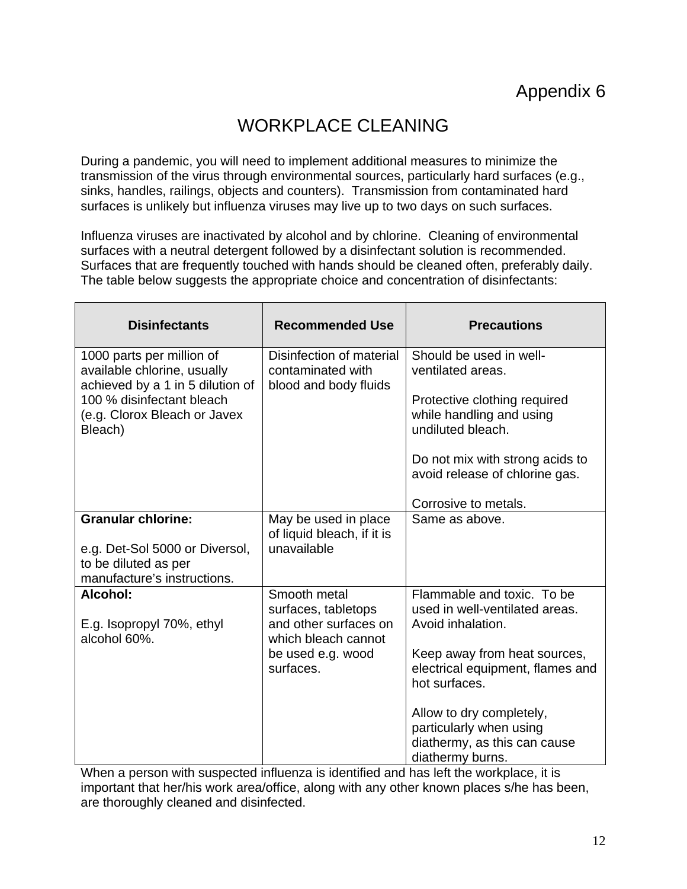Appendix 6

# WORKPLACE CLEANING

During a pandemic, you will need to implement additional measures to minimize the transmission of the virus through environmental sources, particularly hard surfaces (e.g., sinks, handles, railings, objects and counters). Transmission from contaminated hard surfaces is unlikely but influenza viruses may live up to two days on such surfaces.

Influenza viruses are inactivated by alcohol and by chlorine. Cleaning of environmental surfaces with a neutral detergent followed by a disinfectant solution is recommended. Surfaces that are frequently touched with hands should be cleaned often, preferably daily. The table below suggests the appropriate choice and concentration of disinfectants:

| Disinfectants | Recommended Use | Precautions |
|---|---|---|
| 1000 parts per million of available chlorine, usually achieved by a 1 in 5 dilution of 100 % disinfectant bleach (e.g. Clorox Bleach or Javex Bleach) | Disinfection of material contaminated with blood and body fluids | Should be used in well-ventilated areas.<br><br>Protective clothing required while handling and using undiluted bleach.<br><br>Do not mix with strong acids to avoid release of chlorine gas.<br><br>Corrosive to metals. |
| **Granular chlorine:**<br><br>e.g. Det-Sol 5000 or Diversol, to be diluted as per manufacture's instructions. | May be used in place of liquid bleach, if it is unavailable | Same as above. |
| **Alcohol:**<br><br>E.g. Isopropyl 70%, ethyl alcohol 60%. | Smooth metal surfaces, tabletops and other surfaces on which bleach cannot be used e.g. wood surfaces. | Flammable and toxic. To be used in well-ventilated areas. Avoid inhalation.<br><br>Keep away from heat sources, electrical equipment, flames and hot surfaces.<br><br>Allow to dry completely, particularly when using diathermy, as this can cause diathermy burns. |

When a person with suspected influenza is identified and has left the workplace, it is important that her/his work area/office, along with any other known places s/he has been, are thoroughly cleaned and disinfected.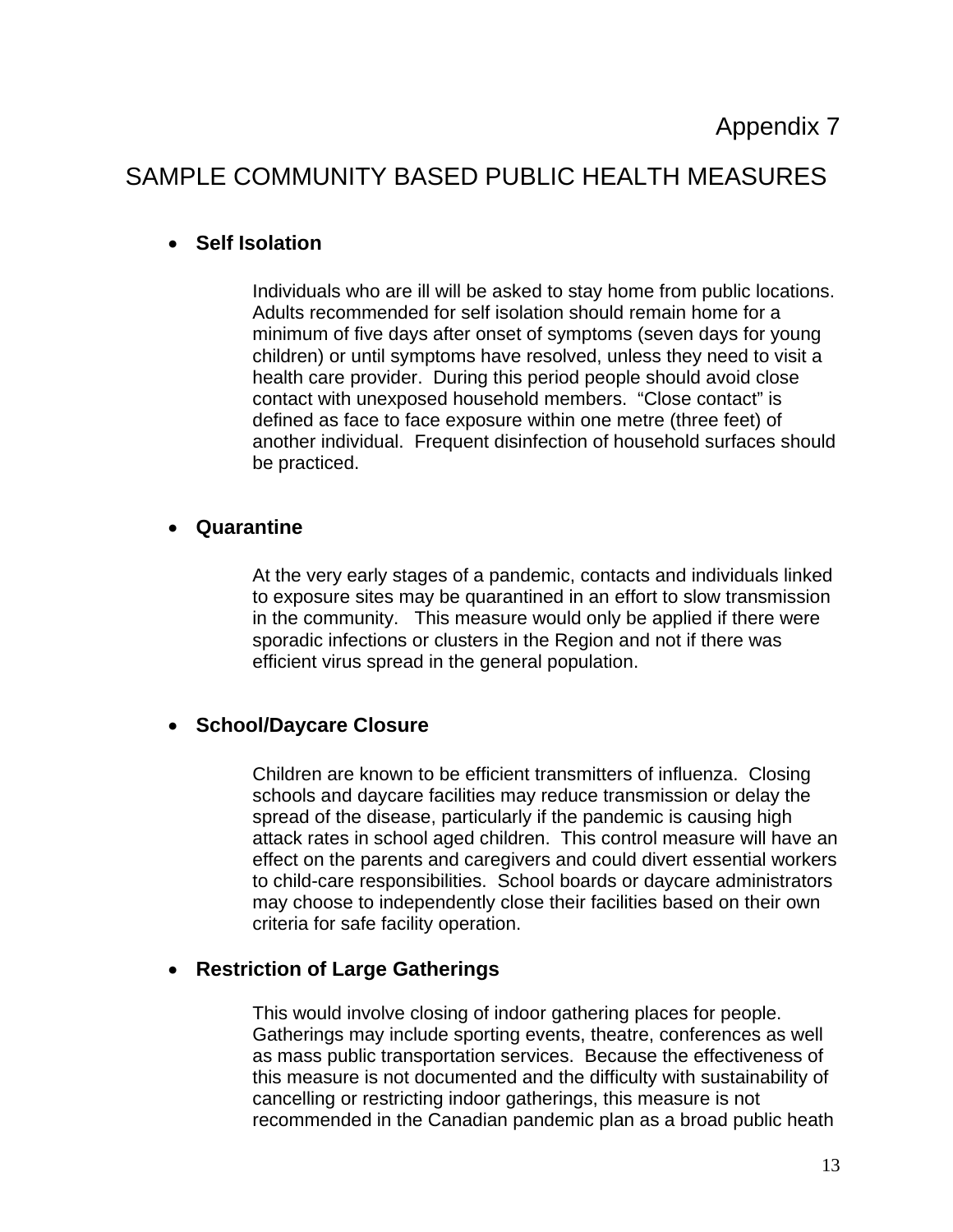Appendix 7

# SAMPLE COMMUNITY BASED PUBLIC HEALTH MEASURES

- **Self Isolation**

  Individuals who are ill will be asked to stay home from public locations. Adults recommended for self isolation should remain home for a minimum of five days after onset of symptoms (seven days for young children) or until symptoms have resolved, unless they need to visit a health care provider. During this period people should avoid close contact with unexposed household members. "Close contact" is defined as face to face exposure within one metre (three feet) of another individual. Frequent disinfection of household surfaces should be practiced.

- **Quarantine**

  At the very early stages of a pandemic, contacts and individuals linked to exposure sites may be quarantined in an effort to slow transmission in the community. This measure would only be applied if there were sporadic infections or clusters in the Region and not if there was efficient virus spread in the general population.

- **School/Daycare Closure**

  Children are known to be efficient transmitters of influenza. Closing schools and daycare facilities may reduce transmission or delay the spread of the disease, particularly if the pandemic is causing high attack rates in school aged children. This control measure will have an effect on the parents and caregivers and could divert essential workers to child-care responsibilities. School boards or daycare administrators may choose to independently close their facilities based on their own criteria for safe facility operation.

- **Restriction of Large Gatherings**

  This would involve closing of indoor gathering places for people. Gatherings may include sporting events, theatre, conferences as well as mass public transportation services. Because the effectiveness of this measure is not documented and the difficulty with sustainability of cancelling or restricting indoor gatherings, this measure is not recommended in the Canadian pandemic plan as a broad public heath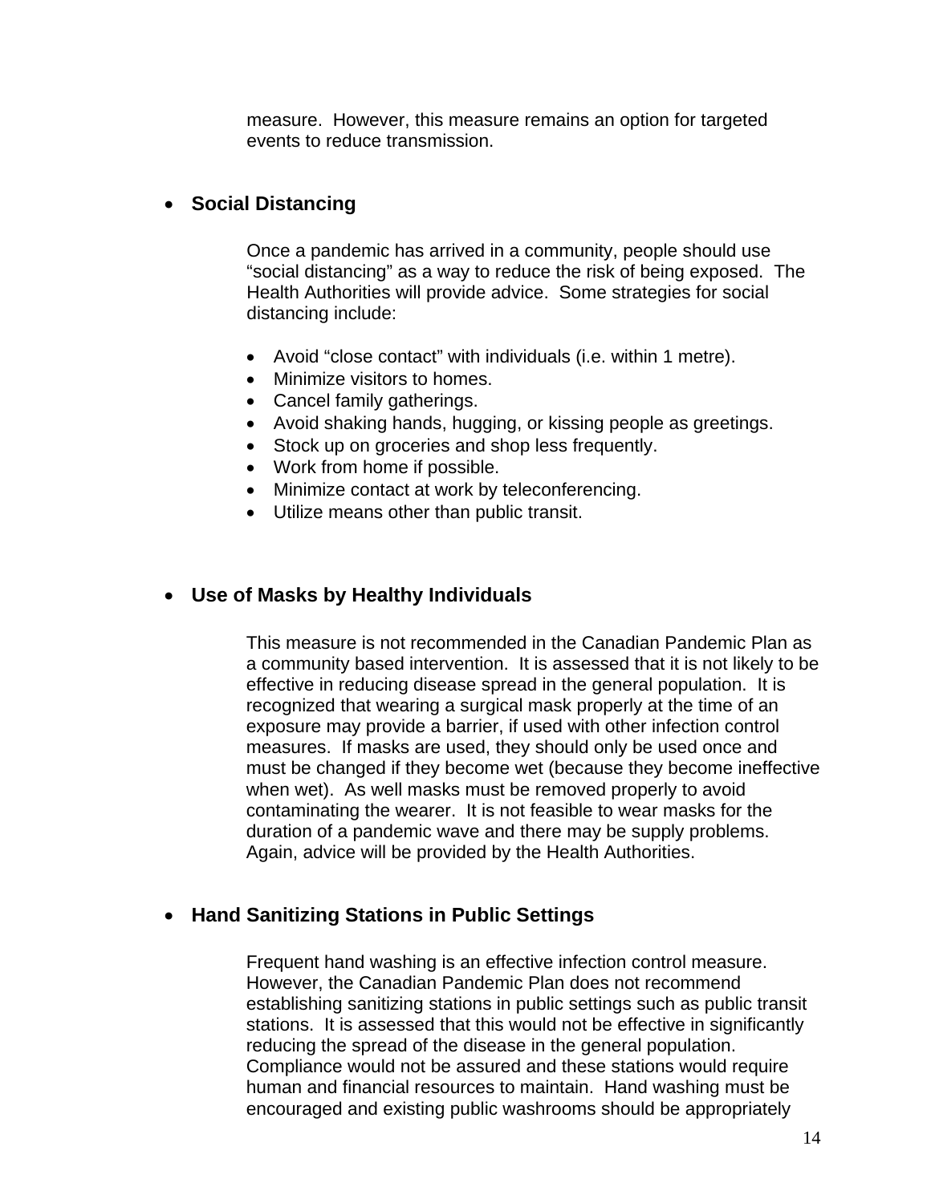measure. However, this measure remains an option for targeted events to reduce transmission.

- **Social Distancing**

  Once a pandemic has arrived in a community, people should use "social distancing" as a way to reduce the risk of being exposed. The Health Authorities will provide advice. Some strategies for social distancing include:

  - Avoid "close contact" with individuals (i.e. within 1 metre).
  - Minimize visitors to homes.
  - Cancel family gatherings.
  - Avoid shaking hands, hugging, or kissing people as greetings.
  - Stock up on groceries and shop less frequently.
  - Work from home if possible.
  - Minimize contact at work by teleconferencing.
  - Utilize means other than public transit.

- **Use of Masks by Healthy Individuals**

  This measure is not recommended in the Canadian Pandemic Plan as a community based intervention. It is assessed that it is not likely to be effective in reducing disease spread in the general population. It is recognized that wearing a surgical mask properly at the time of an exposure may provide a barrier, if used with other infection control measures. If masks are used, they should only be used once and must be changed if they become wet (because they become ineffective when wet). As well masks must be removed properly to avoid contaminating the wearer. It is not feasible to wear masks for the duration of a pandemic wave and there may be supply problems. Again, advice will be provided by the Health Authorities.

- **Hand Sanitizing Stations in Public Settings**

  Frequent hand washing is an effective infection control measure. However, the Canadian Pandemic Plan does not recommend establishing sanitizing stations in public settings such as public transit stations. It is assessed that this would not be effective in significantly reducing the spread of the disease in the general population. Compliance would not be assured and these stations would require human and financial resources to maintain. Hand washing must be encouraged and existing public washrooms should be appropriately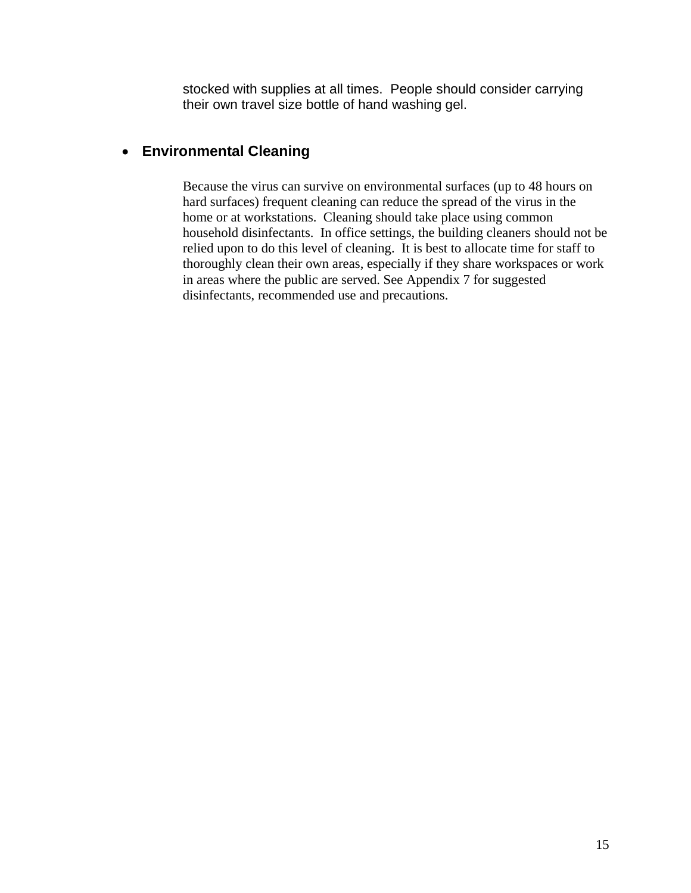stocked with supplies at all times. People should consider carrying their own travel size bottle of hand washing gel.

- **Environmental Cleaning**

Because the virus can survive on environmental surfaces (up to 48 hours on hard surfaces) frequent cleaning can reduce the spread of the virus in the home or at workstations. Cleaning should take place using common household disinfectants. In office settings, the building cleaners should not be relied upon to do this level of cleaning. It is best to allocate time for staff to thoroughly clean their own areas, especially if they share workspaces or work in areas where the public are served. See Appendix 7 for suggested disinfectants, recommended use and precautions.